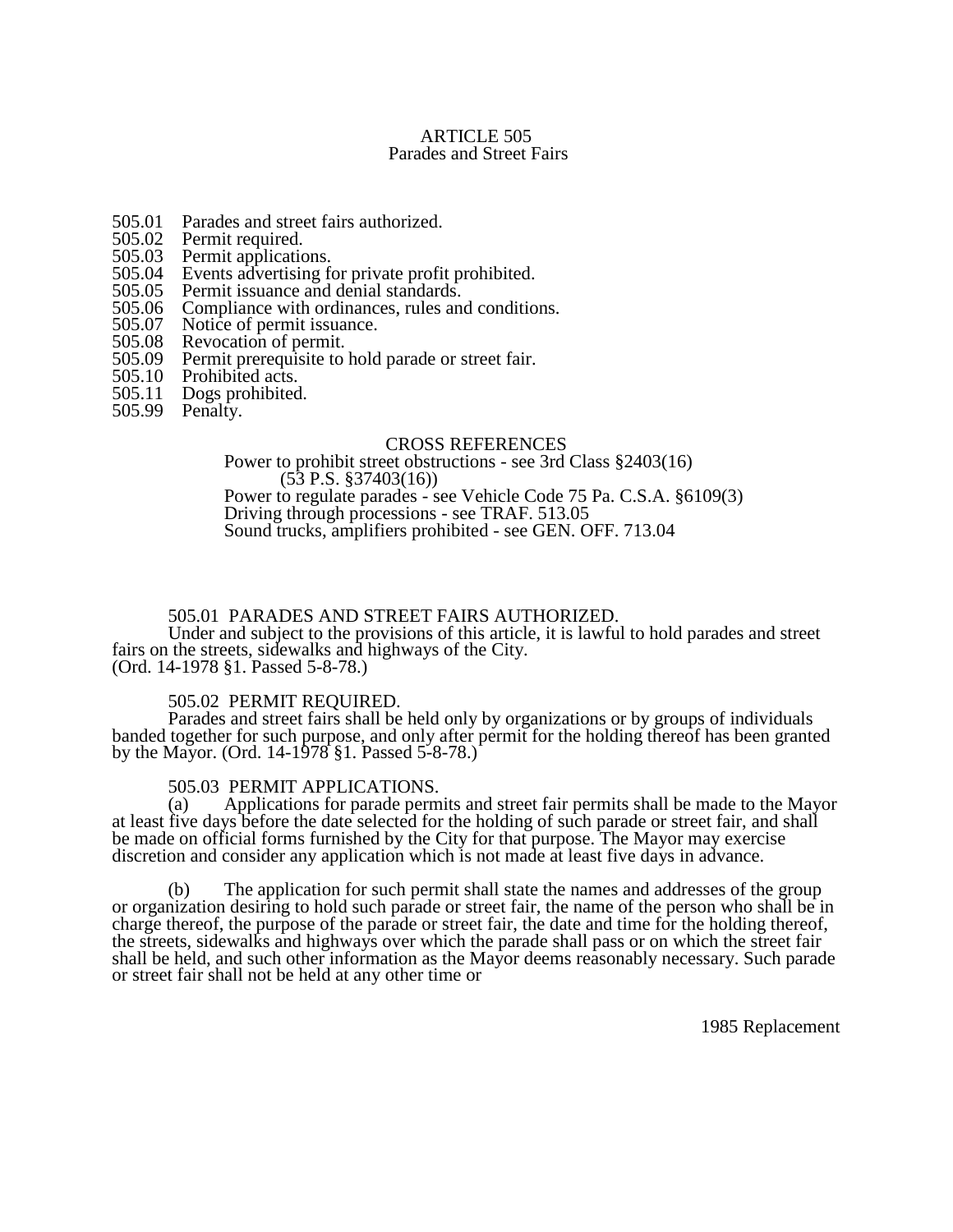# ARTICLE 505
## Parades and Street Fairs

505.01 Parades and street fairs authorized.
505.02 Permit required.
505.03 Permit applications.
505.04 Events advertising for private profit prohibited.
505.05 Permit issuance and denial standards.
505.06 Compliance with ordinances, rules and conditions.
505.07 Notice of permit issuance.
505.08 Revocation of permit.
505.09 Permit prerequisite to hold parade or street fair.
505.10 Prohibited acts.
505.11 Dogs prohibited.
505.99 Penalty.

### CROSS REFERENCES

Power to prohibit street obstructions - see 3rd Class §2403(16) (53 P.S. §37403(16))
Power to regulate parades - see Vehicle Code 75 Pa. C.S.A. §6109(3)
Driving through processions - see TRAF. 513.05
Sound trucks, amplifiers prohibited - see GEN. OFF. 713.04

**505.01 PARADES AND STREET FAIRS AUTHORIZED.**

Under and subject to the provisions of this article, it is lawful to hold parades and street fairs on the streets, sidewalks and highways of the City.
(Ord. 14-1978 §1. Passed 5-8-78.)

**505.02 PERMIT REQUIRED.**

Parades and street fairs shall be held only by organizations or by groups of individuals banded together for such purpose, and only after permit for the holding thereof has been granted by the Mayor. (Ord. 14-1978 §1. Passed 5-8-78.)

**505.03 PERMIT APPLICATIONS.**

(a) Applications for parade permits and street fair permits shall be made to the Mayor at least five days before the date selected for the holding of such parade or street fair, and shall be made on official forms furnished by the City for that purpose. The Mayor may exercise discretion and consider any application which is not made at least five days in advance.

(b) The application for such permit shall state the names and addresses of the group or organization desiring to hold such parade or street fair, the name of the person who shall be in charge thereof, the purpose of the parade or street fair, the date and time for the holding thereof, the streets, sidewalks and highways over which the parade shall pass or on which the street fair shall be held, and such other information as the Mayor deems reasonably necessary. Such parade or street fair shall not be held at any other time or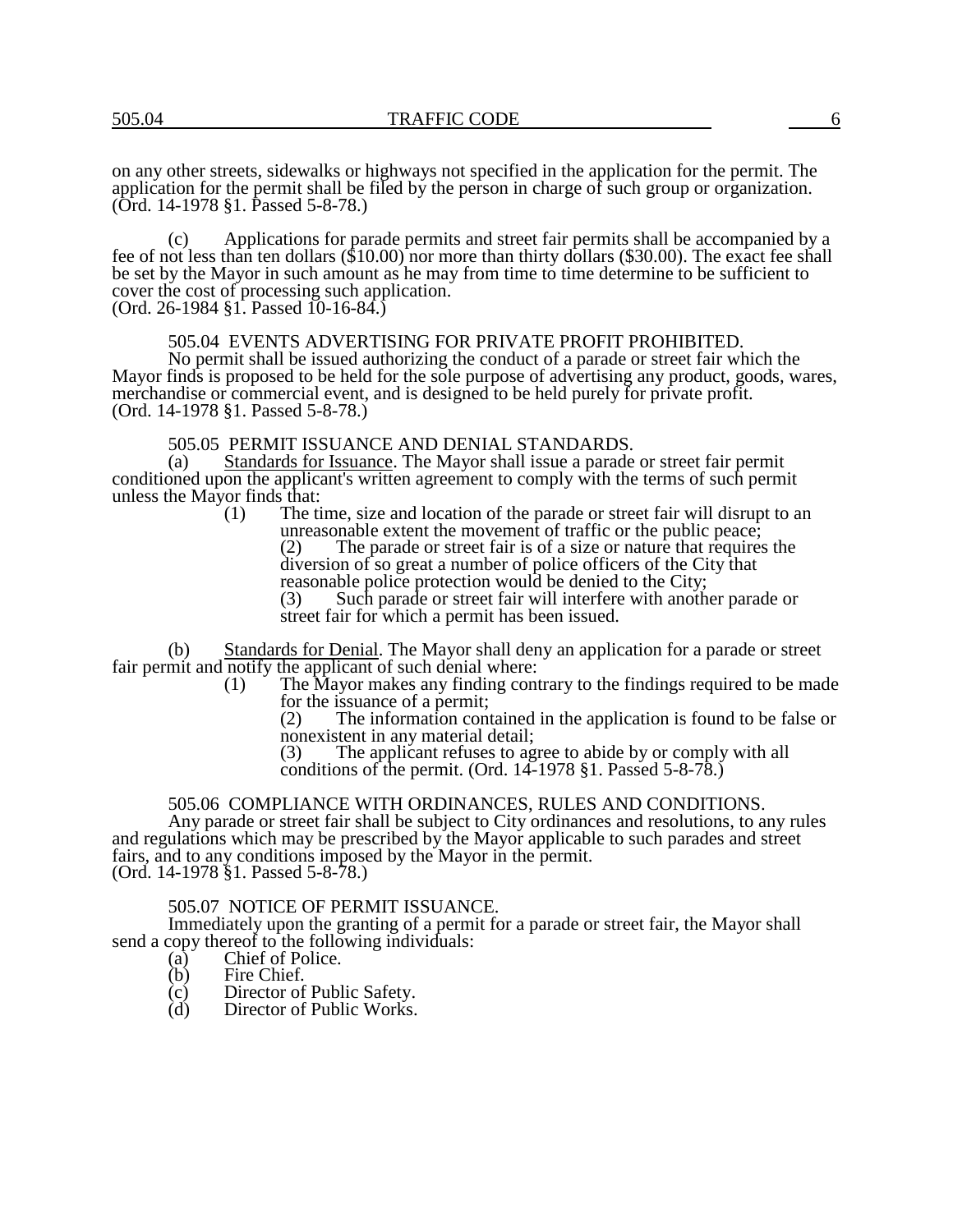on any other streets, sidewalks or highways not specified in the application for the permit. The application for the permit shall be filed by the person in charge of such group or organization. (Ord. 14-1978 §1. Passed 5-8-78.)

(c) Applications for parade permits and street fair permits shall be accompanied by a fee of not less than ten dollars ($10.00) nor more than thirty dollars ($30.00). The exact fee shall be set by the Mayor in such amount as he may from time to time determine to be sufficient to cover the cost of processing such application.
(Ord. 26-1984 §1. Passed 10-16-84.)

505.04 EVENTS ADVERTISING FOR PRIVATE PROFIT PROHIBITED.

No permit shall be issued authorizing the conduct of a parade or street fair which the Mayor finds is proposed to be held for the sole purpose of advertising any product, goods, wares, merchandise or commercial event, and is designed to be held purely for private profit.
(Ord. 14-1978 §1. Passed 5-8-78.)

505.05 PERMIT ISSUANCE AND DENIAL STANDARDS.

(a) Standards for Issuance. The Mayor shall issue a parade or street fair permit conditioned upon the applicant's written agreement to comply with the terms of such permit unless the Mayor finds that:

(1) The time, size and location of the parade or street fair will disrupt to an unreasonable extent the movement of traffic or the public peace;

(2) The parade or street fair is of a size or nature that requires the diversion of so great a number of police officers of the City that reasonable police protection would be denied to the City;

(3) Such parade or street fair will interfere with another parade or street fair for which a permit has been issued.

(b) Standards for Denial. The Mayor shall deny an application for a parade or street fair permit and notify the applicant of such denial where:

(1) The Mayor makes any finding contrary to the findings required to be made for the issuance of a permit;

(2) The information contained in the application is found to be false or nonexistent in any material detail;

(3) The applicant refuses to agree to abide by or comply with all conditions of the permit. (Ord. 14-1978 §1. Passed 5-8-78.)

505.06 COMPLIANCE WITH ORDINANCES, RULES AND CONDITIONS.

Any parade or street fair shall be subject to City ordinances and resolutions, to any rules and regulations which may be prescribed by the Mayor applicable to such parades and street fairs, and to any conditions imposed by the Mayor in the permit.
(Ord. 14-1978 §1. Passed 5-8-78.)

505.07 NOTICE OF PERMIT ISSUANCE.

Immediately upon the granting of a permit for a parade or street fair, the Mayor shall send a copy thereof to the following individuals:

(a) Chief of Police.
(b) Fire Chief.
(c) Director of Public Safety.
(d) Director of Public Works.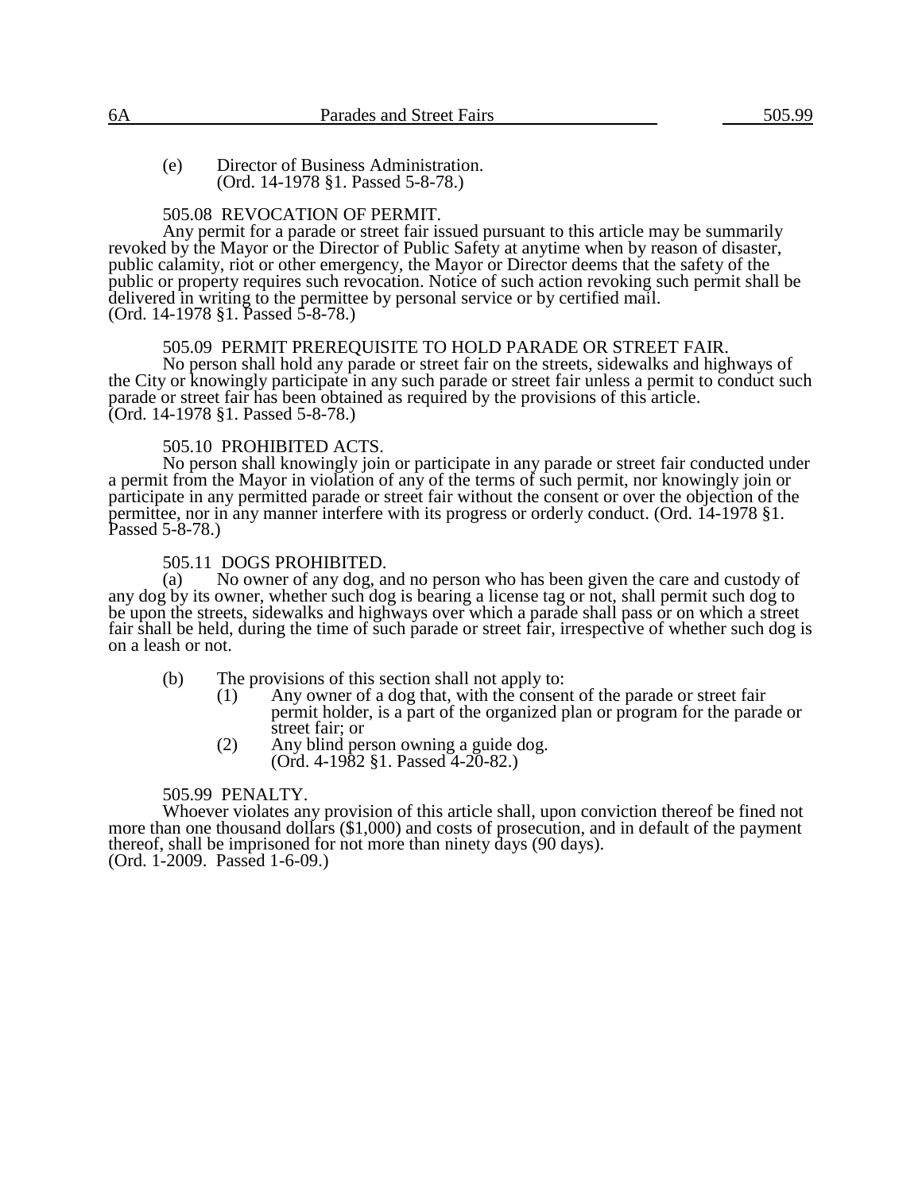(e) Director of Business Administration.
(Ord. 14-1978 §1. Passed 5-8-78.)

505.08 REVOCATION OF PERMIT.

Any permit for a parade or street fair issued pursuant to this article may be summarily revoked by the Mayor or the Director of Public Safety at anytime when by reason of disaster, public calamity, riot or other emergency, the Mayor or Director deems that the safety of the public or property requires such revocation. Notice of such action revoking such permit shall be delivered in writing to the permittee by personal service or by certified mail.
(Ord. 14-1978 §1. Passed 5-8-78.)

505.09 PERMIT PREREQUISITE TO HOLD PARADE OR STREET FAIR.

No person shall hold any parade or street fair on the streets, sidewalks and highways of the City or knowingly participate in any such parade or street fair unless a permit to conduct such parade or street fair has been obtained as required by the provisions of this article.
(Ord. 14-1978 §1. Passed 5-8-78.)

505.10 PROHIBITED ACTS.

No person shall knowingly join or participate in any parade or street fair conducted under a permit from the Mayor in violation of any of the terms of such permit, nor knowingly join or participate in any permitted parade or street fair without the consent or over the objection of the permittee, nor in any manner interfere with its progress or orderly conduct. (Ord. 14-1978 §1. Passed 5-8-78.)

505.11 DOGS PROHIBITED.

(a) No owner of any dog, and no person who has been given the care and custody of any dog by its owner, whether such dog is bearing a license tag or not, shall permit such dog to be upon the streets, sidewalks and highways over which a parade shall pass or on which a street fair shall be held, during the time of such parade or street fair, irrespective of whether such dog is on a leash or not.

(b) The provisions of this section shall not apply to:
  (1) Any owner of a dog that, with the consent of the parade or street fair permit holder, is a part of the organized plan or program for the parade or street fair; or
  (2) Any blind person owning a guide dog.
  (Ord. 4-1982 §1. Passed 4-20-82.)

505.99 PENALTY.

Whoever violates any provision of this article shall, upon conviction thereof be fined not more than one thousand dollars ($1,000) and costs of prosecution, and in default of the payment thereof, shall be imprisoned for not more than ninety days (90 days).
(Ord. 1-2009. Passed 1-6-09.)